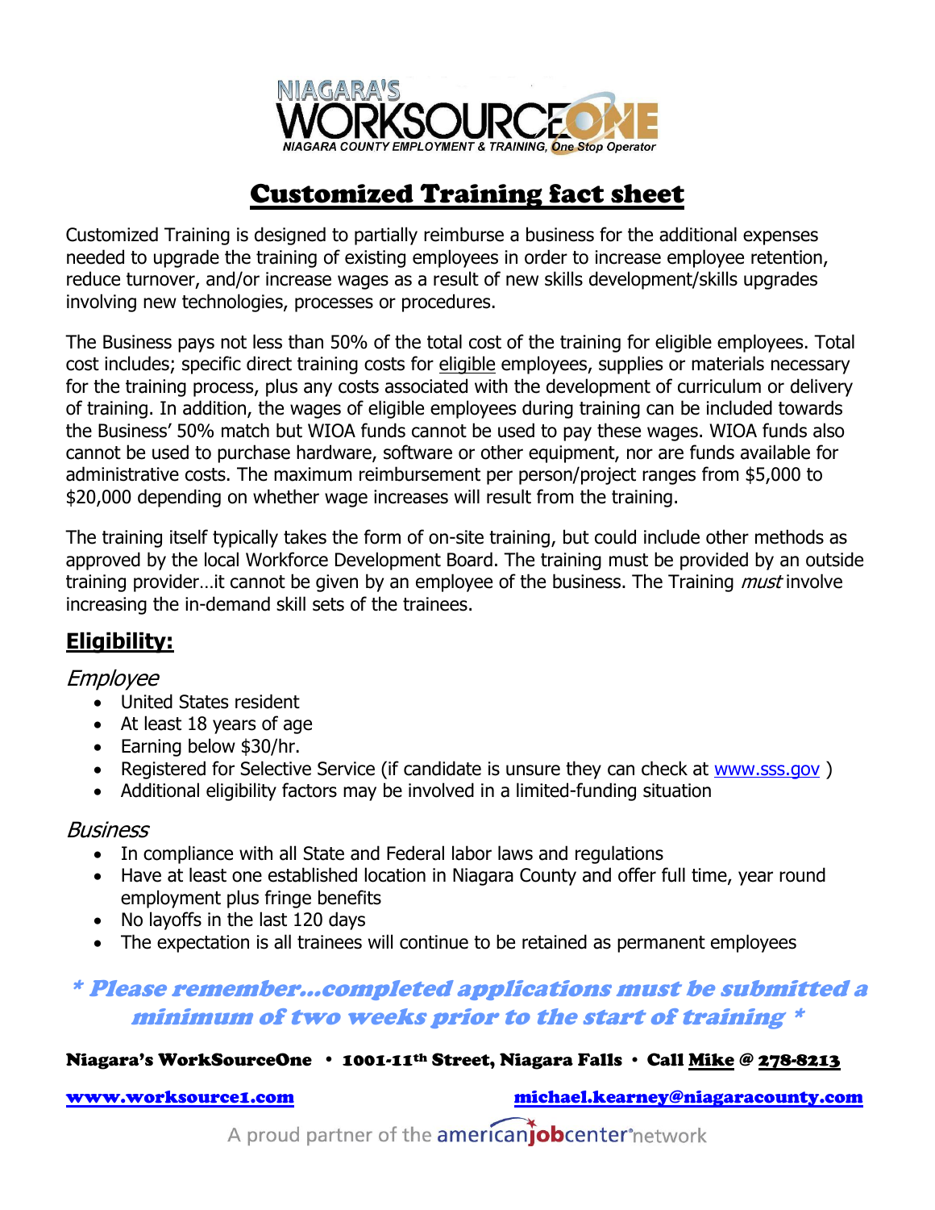NIAGARA'S WORKSOURCEONE
NIAGARA COUNTY EMPLOYMENT & TRAINING, One Stop Operator

# Customized Training fact sheet

Customized Training is designed to partially reimburse a business for the additional expenses needed to upgrade the training of existing employees in order to increase employee retention, reduce turnover, and/or increase wages as a result of new skills development/skills upgrades involving new technologies, processes or procedures.

The Business pays not less than 50% of the total cost of the training for eligible employees. Total cost includes; specific direct training costs for eligible employees, supplies or materials necessary for the training process, plus any costs associated with the development of curriculum or delivery of training. In addition, the wages of eligible employees during training can be included towards the Business' 50% match but WIOA funds cannot be used to pay these wages. WIOA funds also cannot be used to purchase hardware, software or other equipment, nor are funds available for administrative costs. The maximum reimbursement per person/project ranges from $5,000 to $20,000 depending on whether wage increases will result from the training.

The training itself typically takes the form of on-site training, but could include other methods as approved by the local Workforce Development Board. The training must be provided by an outside training provider…it cannot be given by an employee of the business. The Training *must* involve increasing the in-demand skill sets of the trainees.

## Eligibility:

### *Employee*

- United States resident
- At least 18 years of age
- Earning below $30/hr.
- Registered for Selective Service (if candidate is unsure they can check at www.sss.gov )
- Additional eligibility factors may be involved in a limited-funding situation

### *Business*

- In compliance with all State and Federal labor laws and regulations
- Have at least one established location in Niagara County and offer full time, year round employment plus fringe benefits
- No layoffs in the last 120 days
- The expectation is all trainees will continue to be retained as permanent employees

***\* Please remember…completed applications must be submitted a minimum of two weeks prior to the start of training \****

**Niagara's WorkSourceOne • 1001-11th Street, Niagara Falls • Call Mike @ 278-8213**

**www.worksource1.com** **michael.kearney@niagaracounty.com**

A proud partner of the americanjobcenter network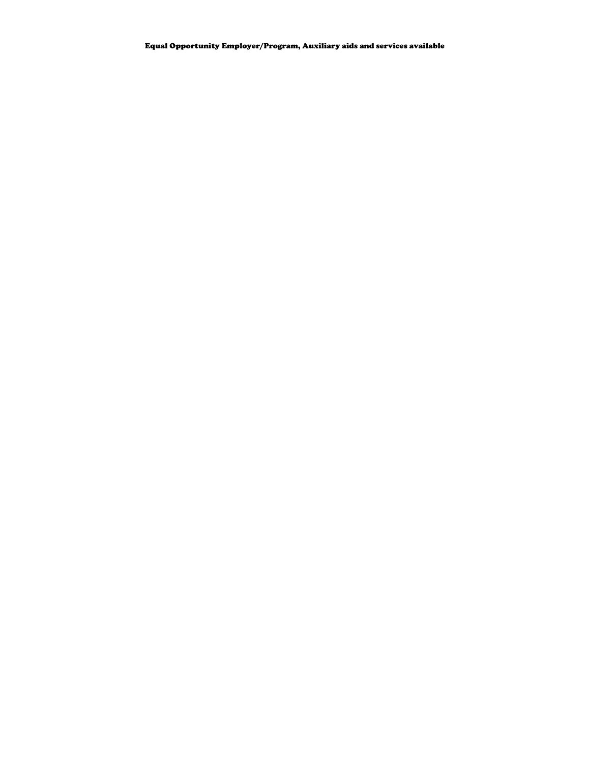**Equal Opportunity Employer/Program, Auxiliary aids and services available**